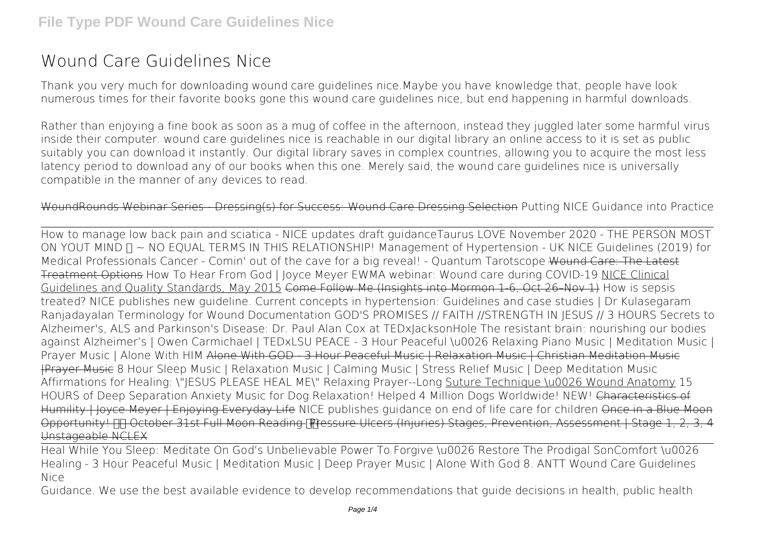# Wound Care Guidelines Nice

Thank you very much for downloading wound care guidelines nice.Maybe you have knowledge that, people have look numerous times for their favorite books gone this wound care guidelines nice, but end happening in harmful downloads.

Rather than enjoying a fine book as soon as a mug of coffee in the afternoon, instead they juggled later some harmful virus inside their computer. wound care guidelines nice is reachable in our digital library an online access to it is set as public suitably you can download it instantly. Our digital library saves in complex countries, allowing you to acquire the most less latency period to download any of our books when this one. Merely said, the wound care guidelines nice is universally compatible in the manner of any devices to read.

~~WoundRounds Webinar Series - Dressing(s) for Success: Wound Care Dressing Selection~~ *Putting NICE Guidance into Practice*

How to manage low back pain and sciatica - NICE updates draft guidance*Taurus LOVE November 2020 - THE PERSON MOST ON YOUT MIND ~ NO EQUAL TERMS IN THIS RELATIONSHIP! Management of Hypertension - UK NICE Guidelines (2019) for Medical Professionals Cancer - Comin' out of the cave for a big reveal! - Quantum Tarotscope* ~~Wound Care: The Latest Treatment Options~~ *How To Hear From God | Joyce Meyer EWMA webinar: Wound care during COVID-19* NICE Clinical Guidelines and Quality Standards, May 2015 ~~Come Follow Me (Insights into Mormon 1-6, Oct 26–Nov 1)~~ *How is sepsis treated? NICE publishes new guideline. Current concepts in hypertension: Guidelines and case studies | Dr Kulasegaram Ranjadayalan Terminology for Wound Documentation GOD'S PROMISES // FAITH //STRENGTH IN JESUS // 3 HOURS Secrets to Alzheimer's, ALS and Parkinson's Disease: Dr. Paul Alan Cox at TEDxJacksonHole The resistant brain: nourishing our bodies against Alzheimer's | Owen Carmichael | TEDxLSU PEACE - 3 Hour Peaceful \u0026 Relaxing Piano Music | Meditation Music | Prayer Music | Alone With HIM* ~~Alone With GOD - 3 Hour Peaceful Music | Relaxation Music | Christian Meditation Music |Prayer Music~~ *8 Hour Sleep Music | Relaxation Music | Calming Music | Stress Relief Music | Deep Meditation Music Affirmations for Healing: \"JESUS PLEASE HEAL ME\" Relaxing Prayer--Long* Suture Technique \u0026 Wound Anatomy *15 HOURS of Deep Separation Anxiety Music for Dog Relaxation! Helped 4 Million Dogs Worldwide! NEW!* ~~Characteristics of Humility | Joyce Meyer | Enjoying Everyday Life~~ *NICE publishes guidance on end of life care for children* ~~Once in a Blue Moon Opportunity! October 31st Full Moon Reading~~ ~~Pressure Ulcers (Injuries) Stages, Prevention, Assessment | Stage 1, 2, 3, 4 Unstageable NCLEX~~

Heal While You Sleep: Meditate On God's Unbelievable Power To Forgive \u0026 Restore The Prodigal Son*Comfort \u0026 Healing - 3 Hour Peaceful Music | Meditation Music | Deep Prayer Music | Alone With God 8. ANTT Wound Care Guidelines Nice*

Guidance. We use the best available evidence to develop recommendations that guide decisions in health, public health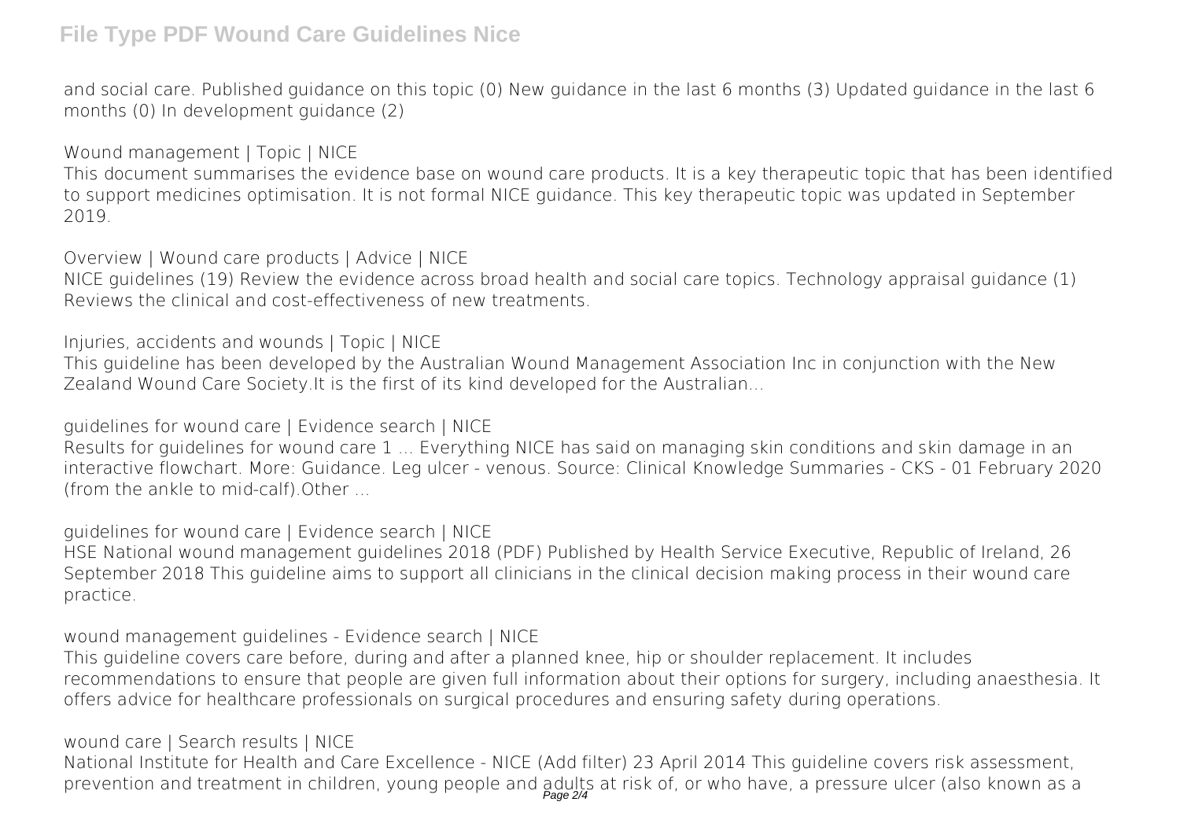and social care. Published guidance on this topic (0) New guidance in the last 6 months (3) Updated guidance in the last 6 months (0) In development guidance (2)

**Wound management | Topic | NICE**

This document summarises the evidence base on wound care products. It is a key therapeutic topic that has been identified to support medicines optimisation. It is not formal NICE guidance. This key therapeutic topic was updated in September 2019.

**Overview | Wound care products | Advice | NICE**

NICE guidelines (19) Review the evidence across broad health and social care topics. Technology appraisal guidance (1) Reviews the clinical and cost-effectiveness of new treatments.

**Injuries, accidents and wounds | Topic | NICE**

This guideline has been developed by the Australian Wound Management Association Inc in conjunction with the New Zealand Wound Care Society.It is the first of its kind developed for the Australian...

**guidelines for wound care | Evidence search | NICE**

Results for guidelines for wound care 1 ... Everything NICE has said on managing skin conditions and skin damage in an interactive flowchart. More: Guidance. Leg ulcer - venous. Source: Clinical Knowledge Summaries - CKS - 01 February 2020 (from the ankle to mid-calf).Other ...

**guidelines for wound care | Evidence search | NICE**

HSE National wound management guidelines 2018 (PDF) Published by Health Service Executive, Republic of Ireland, 26 September 2018 This guideline aims to support all clinicians in the clinical decision making process in their wound care practice.

**wound management guidelines - Evidence search | NICE**

This guideline covers care before, during and after a planned knee, hip or shoulder replacement. It includes recommendations to ensure that people are given full information about their options for surgery, including anaesthesia. It offers advice for healthcare professionals on surgical procedures and ensuring safety during operations.

**wound care | Search results | NICE**

National Institute for Health and Care Excellence - NICE (Add filter) 23 April 2014 This guideline covers risk assessment, prevention and treatment in children, young people and adults at risk of, or who have, a pressure ulcer (also known as a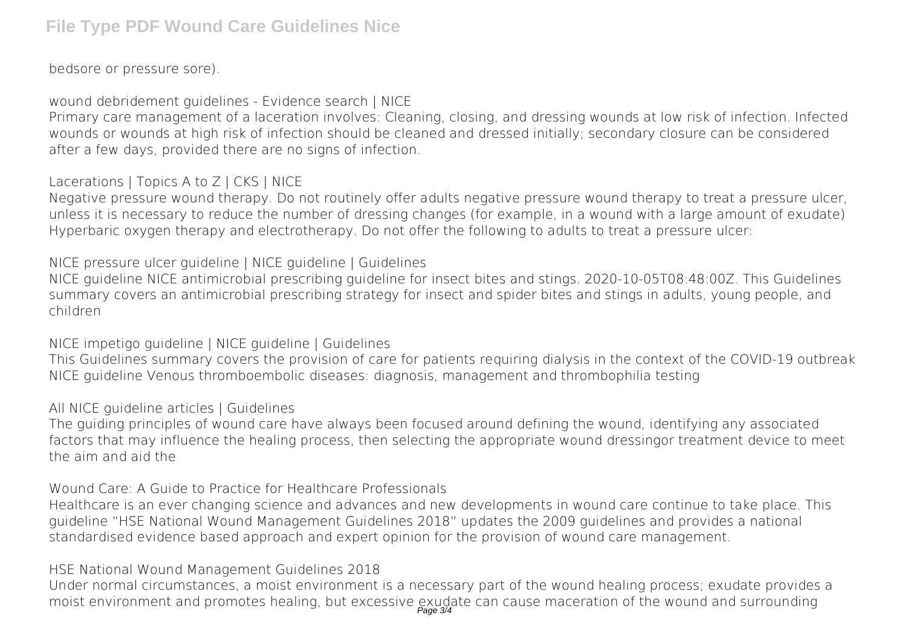bedsore or pressure sore).

**wound debridement guidelines - Evidence search | NICE**

Primary care management of a laceration involves: Cleaning, closing, and dressing wounds at low risk of infection. Infected wounds or wounds at high risk of infection should be cleaned and dressed initially; secondary closure can be considered after a few days, provided there are no signs of infection.

**Lacerations | Topics A to Z | CKS | NICE**

Negative pressure wound therapy. Do not routinely offer adults negative pressure wound therapy to treat a pressure ulcer, unless it is necessary to reduce the number of dressing changes (for example, in a wound with a large amount of exudate) Hyperbaric oxygen therapy and electrotherapy. Do not offer the following to adults to treat a pressure ulcer:

**NICE pressure ulcer guideline | NICE guideline | Guidelines**

NICE guideline NICE antimicrobial prescribing guideline for insect bites and stings. 2020-10-05T08:48:00Z. This Guidelines summary covers an antimicrobial prescribing strategy for insect and spider bites and stings in adults, young people, and children

**NICE impetigo guideline | NICE guideline | Guidelines**

This Guidelines summary covers the provision of care for patients requiring dialysis in the context of the COVID-19 outbreak NICE guideline Venous thromboembolic diseases: diagnosis, management and thrombophilia testing

**All NICE guideline articles | Guidelines**

The guiding principles of wound care have always been focused around defining the wound, identifying any associated factors that may influence the healing process, then selecting the appropriate wound dressingor treatment device to meet the aim and aid the

**Wound Care: A Guide to Practice for Healthcare Professionals**

Healthcare is an ever changing science and advances and new developments in wound care continue to take place. This guideline "HSE National Wound Management Guidelines 2018" updates the 2009 guidelines and provides a national standardised evidence based approach and expert opinion for the provision of wound care management.

**HSE National Wound Management Guidelines 2018**

Under normal circumstances, a moist environment is a necessary part of the wound healing process; exudate provides a moist environment and promotes healing, but excessive exudate can cause maceration of the wound and surrounding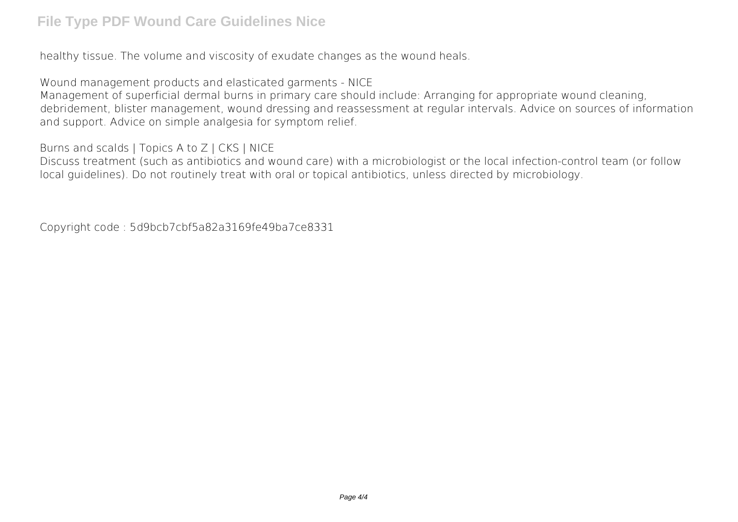healthy tissue. The volume and viscosity of exudate changes as the wound heals.

Wound management products and elasticated garments - NICE

Management of superficial dermal burns in primary care should include: Arranging for appropriate wound cleaning, debridement, blister management, wound dressing and reassessment at regular intervals. Advice on sources of information and support. Advice on simple analgesia for symptom relief.

Burns and scalds | Topics A to Z | CKS | NICE

Discuss treatment (such as antibiotics and wound care) with a microbiologist or the local infection-control team (or follow local guidelines). Do not routinely treat with oral or topical antibiotics, unless directed by microbiology.

Copyright code : 5d9bcb7cbf5a82a3169fe49ba7ce8331